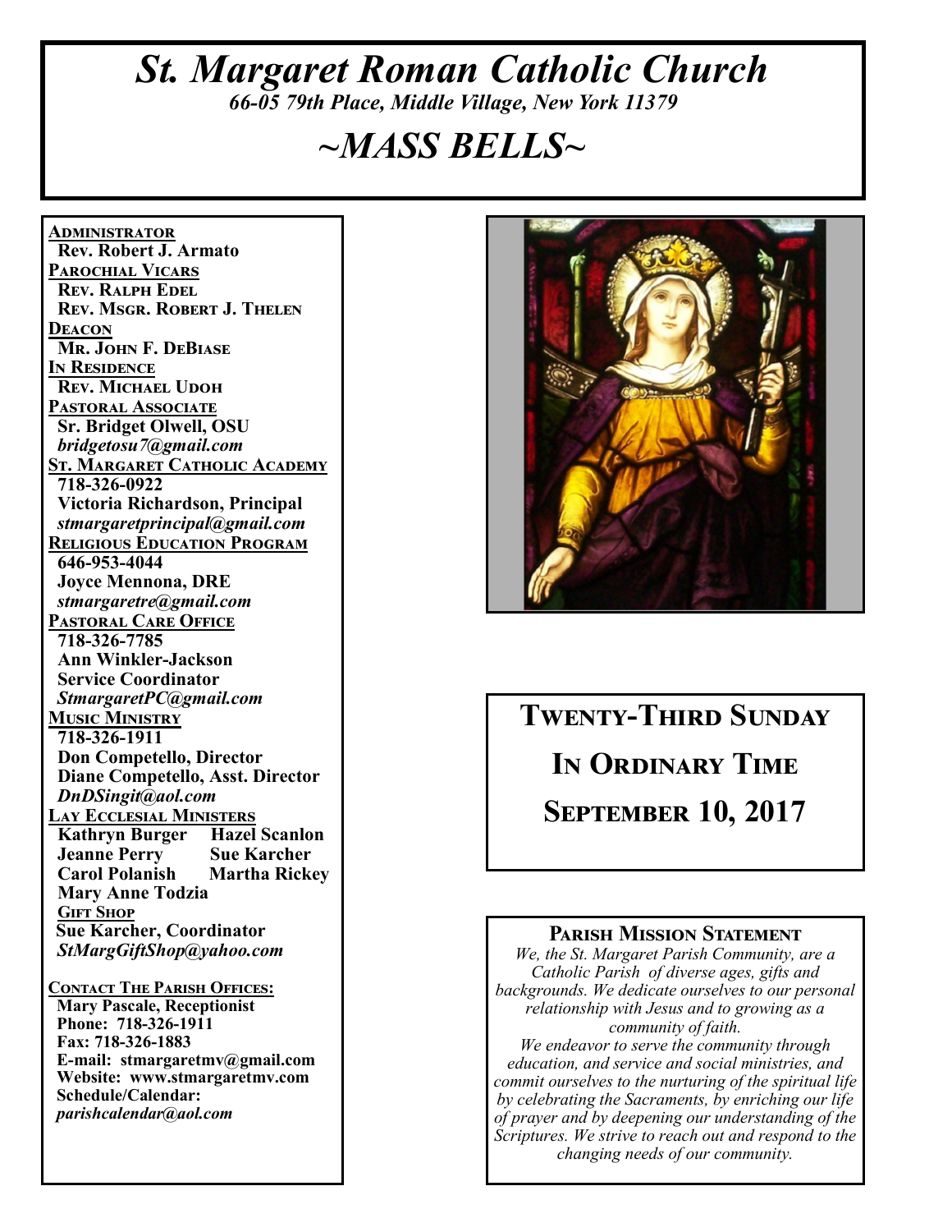# *St. Margaret Roman Catholic Church*

*66-05 79th Place, Middle Village, New York 11379*

# *~MASS BELLS~*

**ADMINISTRATOR**
Rev. Robert J. Armato

**PAROCHIAL VICARS**
Rev. Ralph Edel
Rev. Msgr. Robert J. Thelen

**DEACON**
Mr. John F. DeBiase

**IN RESIDENCE**
Rev. Michael Udoh

**PASTORAL ASSOCIATE**
Sr. Bridget Olwell, OSU
*bridgetosu7@gmail.com*

**ST. MARGARET CATHOLIC ACADEMY**
718-326-0922
Victoria Richardson, Principal
*stmargaretprincipal@gmail.com*

**RELIGIOUS EDUCATION PROGRAM**
646-953-4044
Joyce Mennona, DRE
*stmargaretre@gmail.com*

**PASTORAL CARE OFFICE**
718-326-7785
Ann Winkler-Jackson
Service Coordinator
*StmargaretPC@gmail.com*

**MUSIC MINISTRY**
718-326-1911
Don Competello, Director
Diane Competello, Asst. Director
*DnDSingit@aol.com*

**LAY ECCLESIAL MINISTERS**
Kathryn Burger
Hazel Scanlon
Jeanne Perry
Sue Karcher
Carol Polanish
Martha Rickey
Mary Anne Todzia

**GIFT SHOP**
Sue Karcher, Coordinator
*StMargGiftShop@yahoo.com*

**CONTACT THE PARISH OFFICES:**
Mary Pascale, Receptionist
Phone: 718-326-1911
Fax: 718-326-1883
E-mail: stmargaretmv@gmail.com
Website: www.stmargaretmv.com
Schedule/Calendar:
*parishcalendar@aol.com*

## Twenty-Third Sunday In Ordinary Time

## September 10, 2017

### Parish Mission Statement

*We, the St. Margaret Parish Community, are a Catholic Parish of diverse ages, gifts and backgrounds. We dedicate ourselves to our personal relationship with Jesus and to growing as a community of faith.*
*We endeavor to serve the community through education, and service and social ministries, and commit ourselves to the nurturing of the spiritual life by celebrating the Sacraments, by enriching our life of prayer and by deepening our understanding of the Scriptures. We strive to reach out and respond to the changing needs of our community.*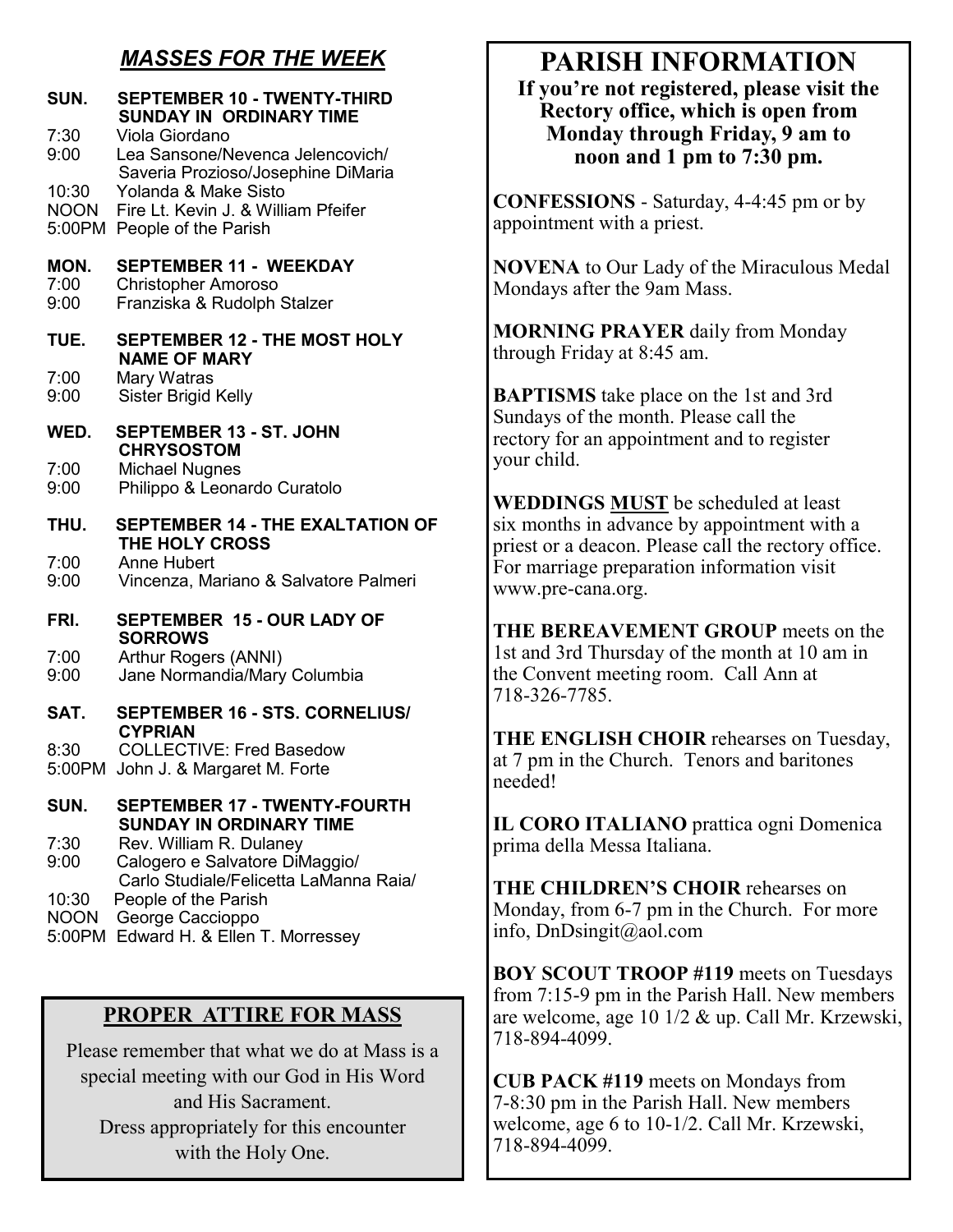## *MASSES FOR THE WEEK*

**SUN. SEPTEMBER 10 - TWENTY-THIRD SUNDAY IN ORDINARY TIME**
7:30 Viola Giordano
9:00 Lea Sansone/Nevenca Jelencovich/ Saveria Prozioso/Josephine DiMaria
10:30 Yolanda & Make Sisto
NOON Fire Lt. Kevin J. & William Pfeifer
5:00PM People of the Parish

**MON. SEPTEMBER 11 - WEEKDAY**
7:00 Christopher Amoroso
9:00 Franziska & Rudolph Stalzer

**TUE. SEPTEMBER 12 - THE MOST HOLY NAME OF MARY**
7:00 Mary Watras
9:00 Sister Brigid Kelly

**WED. SEPTEMBER 13 - ST. JOHN CHRYSOSTOM**
7:00 Michael Nugnes
9:00 Philippo & Leonardo Curatolo

**THU. SEPTEMBER 14 - THE EXALTATION OF THE HOLY CROSS**
7:00 Anne Hubert
9:00 Vincenza, Mariano & Salvatore Palmeri

**FRI. SEPTEMBER 15 - OUR LADY OF SORROWS**
7:00 Arthur Rogers (ANNI)
9:00 Jane Normandia/Mary Columbia

**SAT. SEPTEMBER 16 - STS. CORNELIUS/ CYPRIAN**
8:30 COLLECTIVE: Fred Basedow
5:00PM John J. & Margaret M. Forte

**SUN. SEPTEMBER 17 - TWENTY-FOURTH SUNDAY IN ORDINARY TIME**
7:30 Rev. William R. Dulaney
9:00 Calogero e Salvatore DiMaggio/ Carlo Studiale/Felicetta LaManna Raia/
10:30 People of the Parish
NOON George Caccioppo
5:00PM Edward H. & Ellen T. Morressey

## PROPER ATTIRE FOR MASS

Please remember that what we do at Mass is a special meeting with our God in His Word and His Sacrament.
Dress appropriately for this encounter with the Holy One.

# PARISH INFORMATION

**If you're not registered, please visit the Rectory office, which is open from Monday through Friday, 9 am to noon and 1 pm to 7:30 pm.**

**CONFESSIONS** - Saturday, 4-4:45 pm or by appointment with a priest.

**NOVENA** to Our Lady of the Miraculous Medal Mondays after the 9am Mass.

**MORNING PRAYER** daily from Monday through Friday at 8:45 am.

**BAPTISMS** take place on the 1st and 3rd Sundays of the month. Please call the rectory for an appointment and to register your child.

**WEDDINGS <u>MUST</u>** be scheduled at least six months in advance by appointment with a priest or a deacon. Please call the rectory office. For marriage preparation information visit www.pre-cana.org.

**THE BEREAVEMENT GROUP** meets on the 1st and 3rd Thursday of the month at 10 am in the Convent meeting room. Call Ann at 718-326-7785.

**THE ENGLISH CHOIR** rehearses on Tuesday, at 7 pm in the Church. Tenors and baritones needed!

**IL CORO ITALIANO** prattica ogni Domenica prima della Messa Italiana.

**THE CHILDREN'S CHOIR** rehearses on Monday, from 6-7 pm in the Church. For more info, DnDsingit@aol.com

**BOY SCOUT TROOP #119** meets on Tuesdays from 7:15-9 pm in the Parish Hall. New members are welcome, age 10 1/2 & up. Call Mr. Krzewski, 718-894-4099.

**CUB PACK #119** meets on Mondays from 7-8:30 pm in the Parish Hall. New members welcome, age 6 to 10-1/2. Call Mr. Krzewski, 718-894-4099.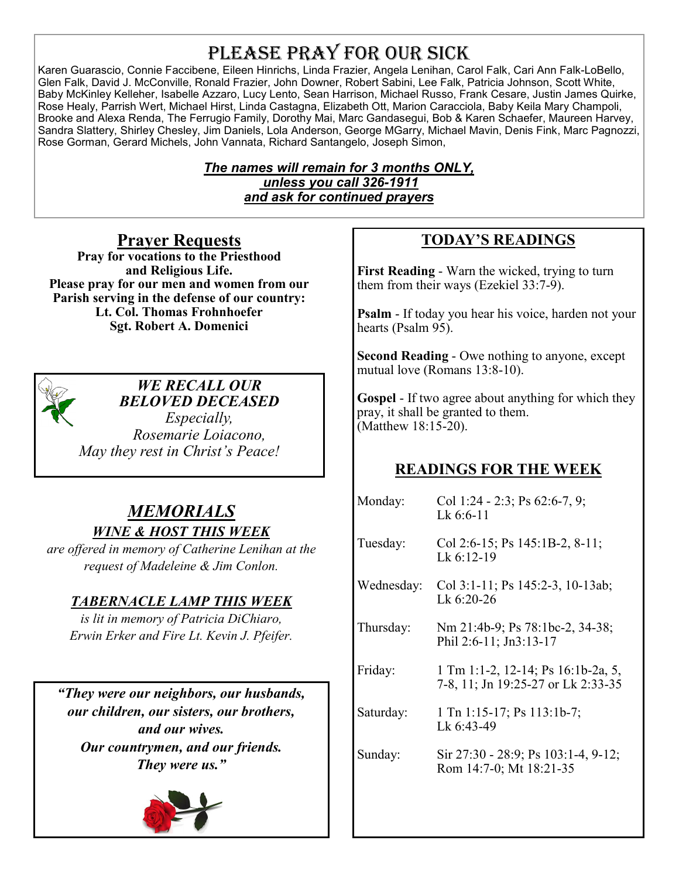# Please Pray for Our Sick

Karen Guarascio, Connie Faccibene, Eileen Hinrichs, Linda Frazier, Angela Lenihan, Carol Falk, Cari Ann Falk-LoBello, Glen Falk, David J. McConville, Ronald Frazier, John Downer, Robert Sabini, Lee Falk, Patricia Johnson, Scott White, Baby McKinley Kelleher, Isabelle Azzaro, Lucy Lento, Sean Harrison, Michael Russo, Frank Cesare, Justin James Quirke, Rose Healy, Parrish Wert, Michael Hirst, Linda Castagna, Elizabeth Ott, Marion Caracciola, Baby Keila Mary Champoli, Brooke and Alexa Renda, The Ferrugio Family, Dorothy Mai, Marc Gandasegui, Bob & Karen Schaefer, Maureen Harvey, Sandra Slattery, Shirley Chesley, Jim Daniels, Lola Anderson, George MGarry, Michael Mavin, Denis Fink, Marc Pagnozzi, Rose Gorman, Gerard Michels, John Vannata, Richard Santangelo, Joseph Simon,

***The names will remain for 3 months ONLY, unless you call 326-1911 and ask for continued prayers***

## Prayer Requests

**Pray for vocations to the Priesthood and Religious Life.**
**Please pray for our men and women from our Parish serving in the defense of our country:**
**Lt. Col. Thomas Frohnhoefer**
**Sgt. Robert A. Domenici**

***WE RECALL OUR BELOVED DECEASED***
*Especially,*
*Rosemarie Loiacono,*
*May they rest in Christ's Peace!*

## *MEMORIALS*

***WINE & HOST THIS WEEK***
*are offered in memory of Catherine Lenihan at the request of Madeleine & Jim Conlon.*

***TABERNACLE LAMP THIS WEEK***
*is lit in memory of Patricia DiChiaro, Erwin Erker and Fire Lt. Kevin J. Pfeifer.*

***"They were our neighbors, our husbands, our children, our sisters, our brothers, and our wives. Our countrymen, and our friends. They were us."***

## TODAY'S READINGS

**First Reading** - Warn the wicked, trying to turn them from their ways (Ezekiel 33:7-9).

**Psalm** - If today you hear his voice, harden not your hearts (Psalm 95).

**Second Reading** - Owe nothing to anyone, except mutual love (Romans 13:8-10).

**Gospel** - If two agree about anything for which they pray, it shall be granted to them. (Matthew 18:15-20).

## READINGS FOR THE WEEK

| | |
|---|---|
| Monday: | Col 1:24 - 2:3; Ps 62:6-7, 9; Lk 6:6-11 |
| Tuesday: | Col 2:6-15; Ps 145:1B-2, 8-11; Lk 6:12-19 |
| Wednesday: | Col 3:1-11; Ps 145:2-3, 10-13ab; Lk 6:20-26 |
| Thursday: | Nm 21:4b-9; Ps 78:1bc-2, 34-38; Phil 2:6-11; Jn3:13-17 |
| Friday: | 1 Tm 1:1-2, 12-14; Ps 16:1b-2a, 5, 7-8, 11; Jn 19:25-27 or Lk 2:33-35 |
| Saturday: | 1 Tn 1:15-17; Ps 113:1b-7; Lk 6:43-49 |
| Sunday: | Sir 27:30 - 28:9; Ps 103:1-4, 9-12; Rom 14:7-0; Mt 18:21-35 |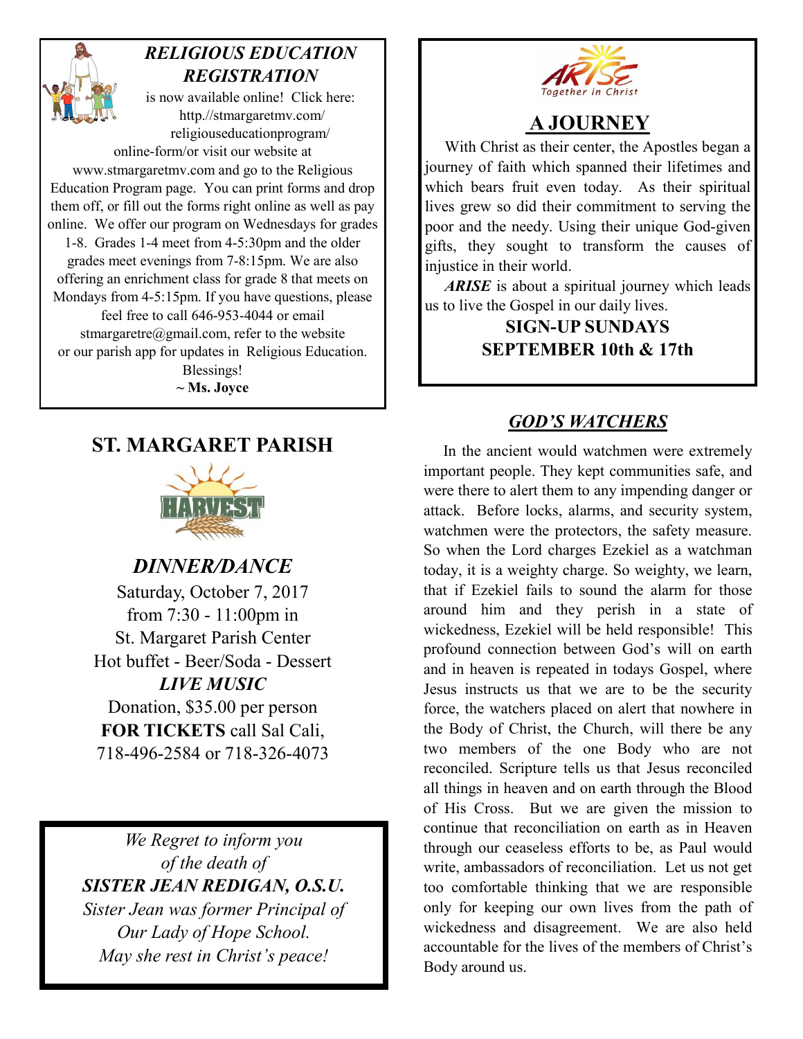## *RELIGIOUS EDUCATION REGISTRATION*

is now available online! Click here: http.//stmargaretmv.com/religiouseducationprogram/online-form/or visit our website at www.stmargaretmv.com and go to the Religious Education Program page. You can print forms and drop them off, or fill out the forms right online as well as pay online. We offer our program on Wednesdays for grades 1-8. Grades 1-4 meet from 4-5:30pm and the older grades meet evenings from 7-8:15pm. We are also offering an enrichment class for grade 8 that meets on Mondays from 4-5:15pm. If you have questions, please feel free to call 646-953-4044 or email stmargaretre@gmail.com, refer to the website or our parish app for updates in Religious Education.

Blessings!

**~ Ms. Joyce**

## ST. MARGARET PARISH

HARVEST

### *DINNER/DANCE*

Saturday, October 7, 2017
from 7:30 - 11:00pm in
St. Margaret Parish Center
Hot buffet - Beer/Soda - Dessert

***LIVE MUSIC***

Donation, $35.00 per person

**FOR TICKETS** call Sal Cali,
718-496-2584 or 718-326-4073

*We Regret to inform you of the death of*

***SISTER JEAN REDIGAN, O.S.U.***

*Sister Jean was former Principal of Our Lady of Hope School.*

*May she rest in Christ's peace!*

ARISE *Together in Christ*

## A JOURNEY

With Christ as their center, the Apostles began a journey of faith which spanned their lifetimes and which bears fruit even today. As their spiritual lives grew so did their commitment to serving the poor and the needy. Using their unique God-given gifts, they sought to transform the causes of injustice in their world.

***ARISE*** is about a spiritual journey which leads us to live the Gospel in our daily lives.

**SIGN-UP SUNDAYS**
**SEPTEMBER 10th & 17th**

## *GOD'S WATCHERS*

In the ancient would watchmen were extremely important people. They kept communities safe, and were there to alert them to any impending danger or attack. Before locks, alarms, and security system, watchmen were the protectors, the safety measure. So when the Lord charges Ezekiel as a watchman today, it is a weighty charge. So weighty, we learn, that if Ezekiel fails to sound the alarm for those around him and they perish in a state of wickedness, Ezekiel will be held responsible! This profound connection between God's will on earth and in heaven is repeated in todays Gospel, where Jesus instructs us that we are to be the security force, the watchers placed on alert that nowhere in the Body of Christ, the Church, will there be any two members of the one Body who are not reconciled. Scripture tells us that Jesus reconciled all things in heaven and on earth through the Blood of His Cross. But we are given the mission to continue that reconciliation on earth as in Heaven through our ceaseless efforts to be, as Paul would write, ambassadors of reconciliation. Let us not get too comfortable thinking that we are responsible only for keeping our own lives from the path of wickedness and disagreement. We are also held accountable for the lives of the members of Christ's Body around us.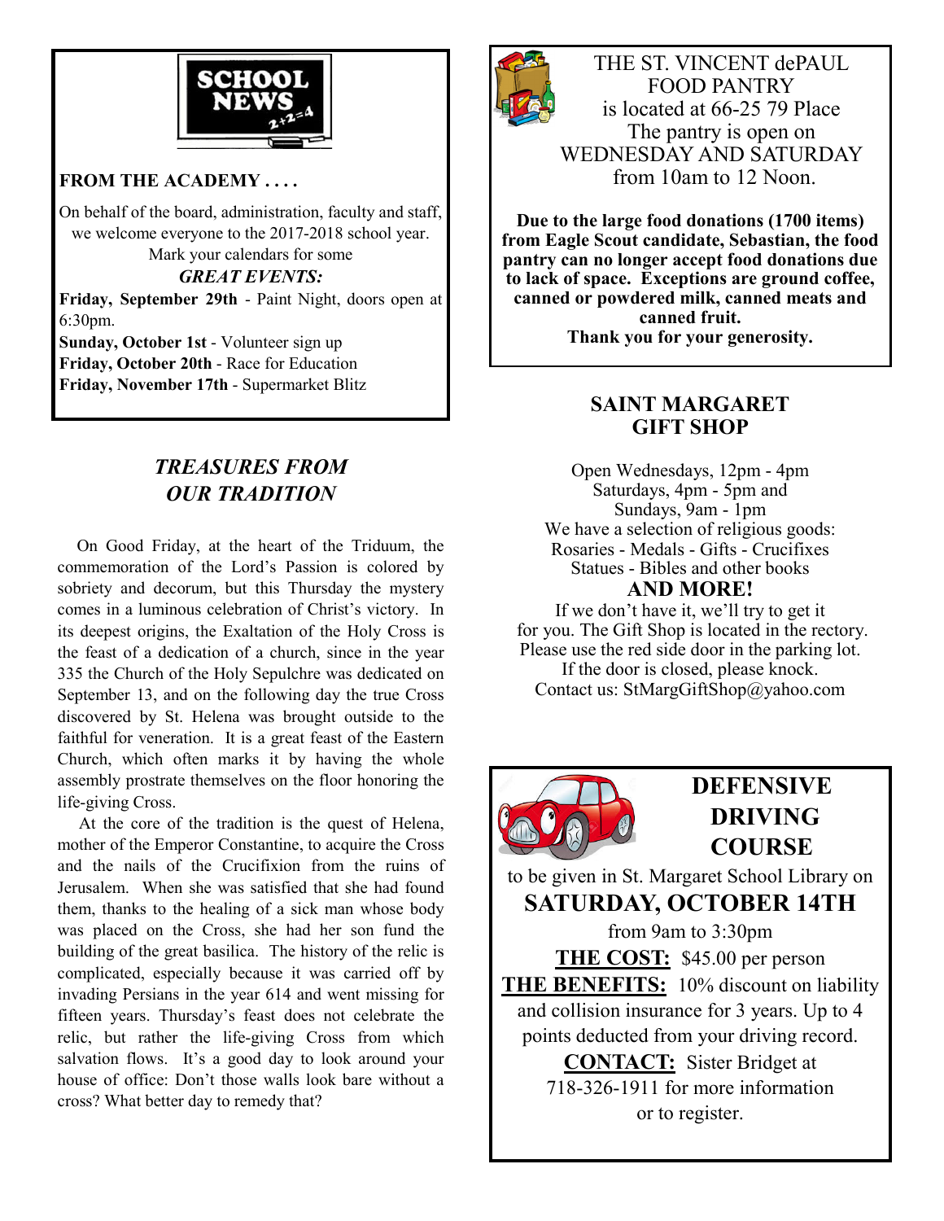## SCHOOL NEWS

**FROM THE ACADEMY . . . .**

On behalf of the board, administration, faculty and staff, we welcome everyone to the 2017-2018 school year. Mark your calendars for some

***GREAT EVENTS:***

**Friday, September 29th** - Paint Night, doors open at 6:30pm.
**Sunday, October 1st** - Volunteer sign up
**Friday, October 20th** - Race for Education
**Friday, November 17th** - Supermarket Blitz

## *TREASURES FROM OUR TRADITION*

On Good Friday, at the heart of the Triduum, the commemoration of the Lord's Passion is colored by sobriety and decorum, but this Thursday the mystery comes in a luminous celebration of Christ's victory. In its deepest origins, the Exaltation of the Holy Cross is the feast of a dedication of a church, since in the year 335 the Church of the Holy Sepulchre was dedicated on September 13, and on the following day the true Cross discovered by St. Helena was brought outside to the faithful for veneration. It is a great feast of the Eastern Church, which often marks it by having the whole assembly prostrate themselves on the floor honoring the life-giving Cross.

At the core of the tradition is the quest of Helena, mother of the Emperor Constantine, to acquire the Cross and the nails of the Crucifixion from the ruins of Jerusalem. When she was satisfied that she had found them, thanks to the healing of a sick man whose body was placed on the Cross, she had her son fund the building of the great basilica. The history of the relic is complicated, especially because it was carried off by invading Persians in the year 614 and went missing for fifteen years. Thursday's feast does not celebrate the relic, but rather the life-giving Cross from which salvation flows. It's a good day to look around your house of office: Don't those walls look bare without a cross? What better day to remedy that?

THE ST. VINCENT dePAUL FOOD PANTRY
is located at 66-25 79 Place
The pantry is open on
WEDNESDAY AND SATURDAY
from 10am to 12 Noon.

**Due to the large food donations (1700 items) from Eagle Scout candidate, Sebastian, the food pantry can no longer accept food donations due to lack of space. Exceptions are ground coffee, canned or powdered milk, canned meats and canned fruit.**
**Thank you for your generosity.**

## SAINT MARGARET GIFT SHOP

Open Wednesdays, 12pm - 4pm
Saturdays, 4pm - 5pm and
Sundays, 9am - 1pm
We have a selection of religious goods:
Rosaries - Medals - Gifts - Crucifixes
Statues - Bibles and other books

**AND MORE!**

If we don't have it, we'll try to get it for you. The Gift Shop is located in the rectory. Please use the red side door in the parking lot. If the door is closed, please knock.
Contact us: StMargGiftShop@yahoo.com

## DEFENSIVE DRIVING COURSE

to be given in St. Margaret School Library on
**SATURDAY, OCTOBER 14TH**
from 9am to 3:30pm

**THE COST:** $45.00 per person
**THE BENEFITS:** 10% discount on liability and collision insurance for 3 years. Up to 4 points deducted from your driving record.
**CONTACT:** Sister Bridget at 718-326-1911 for more information or to register.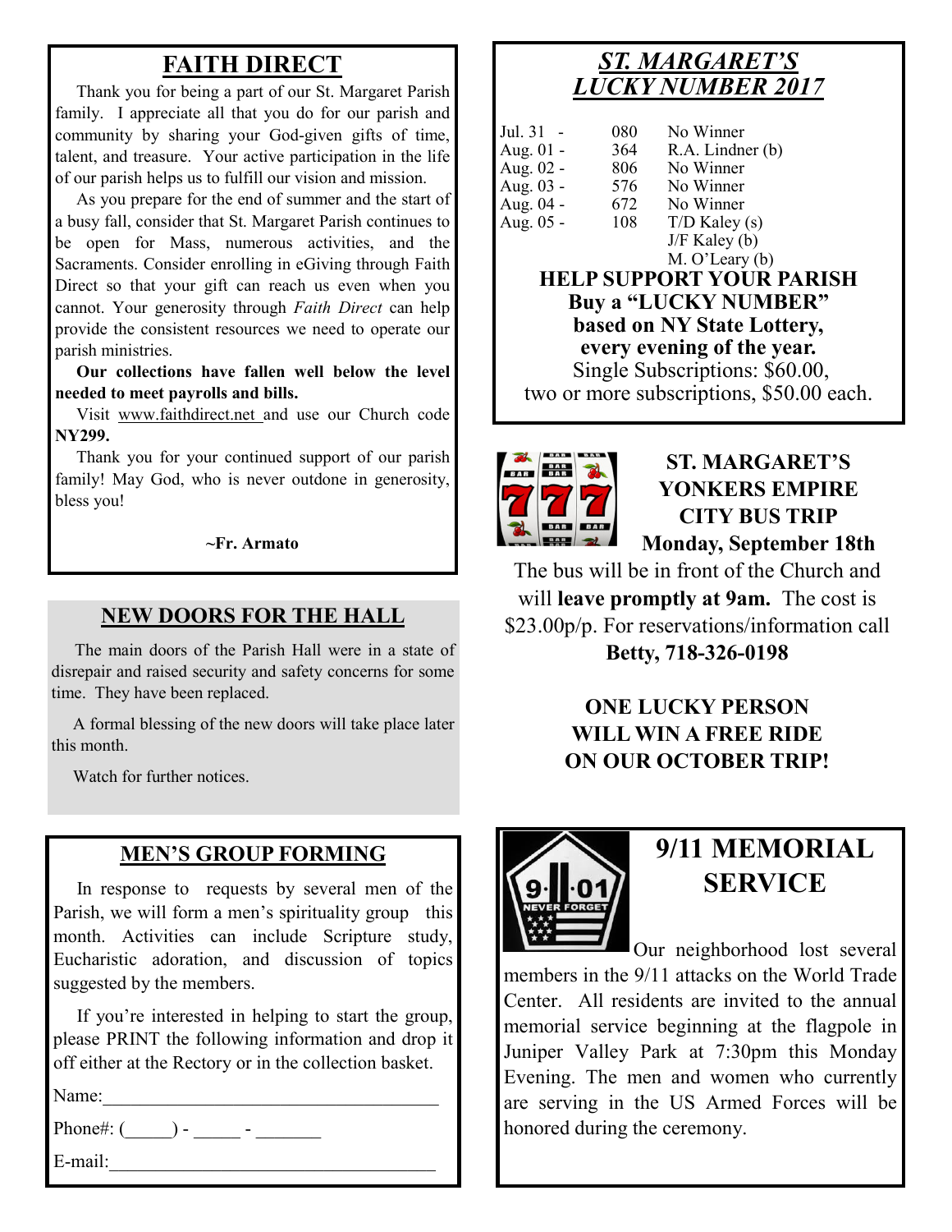## FAITH DIRECT

Thank you for being a part of our St. Margaret Parish family. I appreciate all that you do for our parish and community by sharing your God-given gifts of time, talent, and treasure. Your active participation in the life of our parish helps us to fulfill our vision and mission.

As you prepare for the end of summer and the start of a busy fall, consider that St. Margaret Parish continues to be open for Mass, numerous activities, and the Sacraments. Consider enrolling in eGiving through Faith Direct so that your gift can reach us even when you cannot. Your generosity through *Faith Direct* can help provide the consistent resources we need to operate our parish ministries.

**Our collections have fallen well below the level needed to meet payrolls and bills.**

Visit www.faithdirect.net and use our Church code **NY299.**

Thank you for your continued support of our parish family! May God, who is never outdone in generosity, bless you!

**~Fr. Armato**

## NEW DOORS FOR THE HALL

The main doors of the Parish Hall were in a state of disrepair and raised security and safety concerns for some time. They have been replaced.

A formal blessing of the new doors will take place later this month.

Watch for further notices.

## MEN'S GROUP FORMING

In response to requests by several men of the Parish, we will form a men's spirituality group this month. Activities can include Scripture study, Eucharistic adoration, and discussion of topics suggested by the members.

If you're interested in helping to start the group, please PRINT the following information and drop it off either at the Rectory or in the collection basket.

Name:____________________________________

Phone#: (_____) - _____ - _______

E-mail:____________________________________

## *ST. MARGARET'S LUCKY NUMBER 2017*

| | | |
|---|---|---|
| Jul. 31 - | 080 | No Winner |
| Aug. 01 - | 364 | R.A. Lindner (b) |
| Aug. 02 - | 806 | No Winner |
| Aug. 03 - | 576 | No Winner |
| Aug. 04 - | 672 | No Winner |
| Aug. 05 - | 108 | T/D Kaley (s) J/F Kaley (b) M. O'Leary (b) |

**HELP SUPPORT YOUR PARISH**
**Buy a "LUCKY NUMBER" based on NY State Lottery, every evening of the year.**
Single Subscriptions: $60.00,
two or more subscriptions, $50.00 each.

## ST. MARGARET'S YONKERS EMPIRE CITY BUS TRIP

**Monday, September 18th**

The bus will be in front of the Church and will **leave promptly at 9am.** The cost is $23.00p/p. For reservations/information call **Betty, 718-326-0198**

**ONE LUCKY PERSON WILL WIN A FREE RIDE ON OUR OCTOBER TRIP!**

## 9/11 MEMORIAL SERVICE

Our neighborhood lost several members in the 9/11 attacks on the World Trade Center. All residents are invited to the annual memorial service beginning at the flagpole in Juniper Valley Park at 7:30pm this Monday Evening. The men and women who currently are serving in the US Armed Forces will be honored during the ceremony.